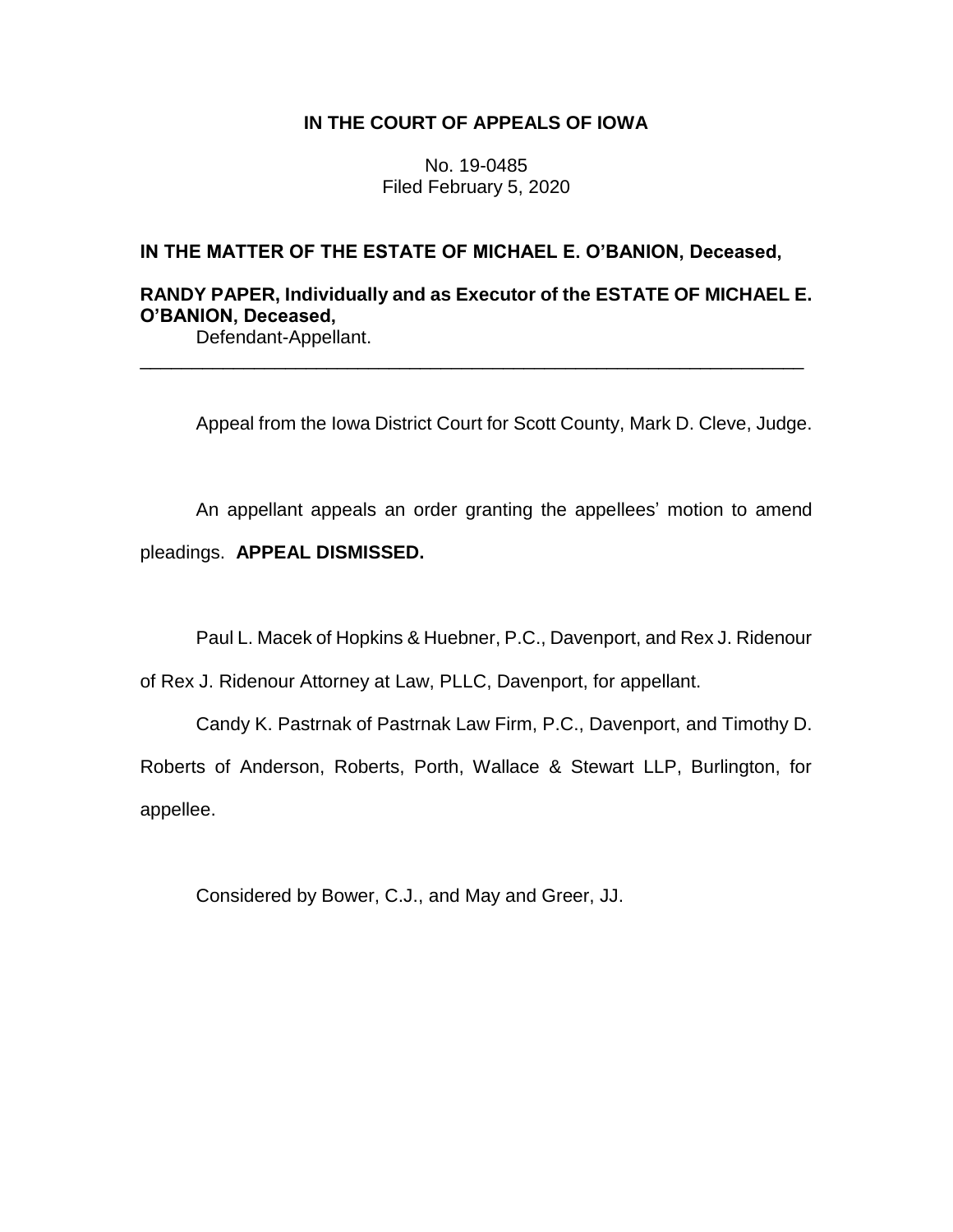# IN THE COURT OF APPEALS OF IOWA

No. 19-0485
Filed February 5, 2020

**IN THE MATTER OF THE ESTATE OF MICHAEL E. O'BANION, Deceased,**

**RANDY PAPER, Individually and as Executor of the ESTATE OF MICHAEL E. O'BANION, Deceased,**
Defendant-Appellant.

---

Appeal from the Iowa District Court for Scott County, Mark D. Cleve, Judge.

An appellant appeals an order granting the appellees' motion to amend pleadings. **APPEAL DISMISSED.**

Paul L. Macek of Hopkins & Huebner, P.C., Davenport, and Rex J. Ridenour of Rex J. Ridenour Attorney at Law, PLLC, Davenport, for appellant.

Candy K. Pastrnak of Pastrnak Law Firm, P.C., Davenport, and Timothy D. Roberts of Anderson, Roberts, Porth, Wallace & Stewart LLP, Burlington, for appellee.

Considered by Bower, C.J., and May and Greer, JJ.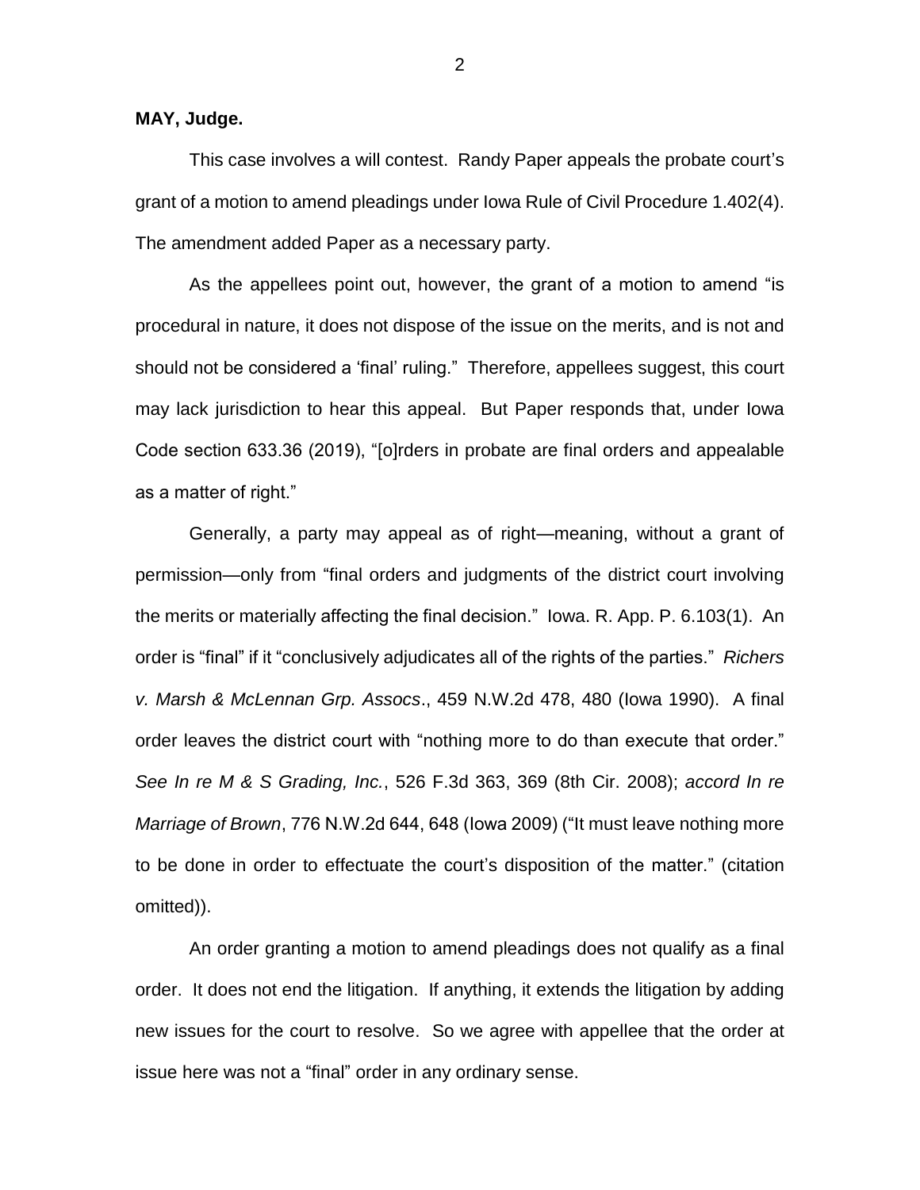**MAY, Judge.**

This case involves a will contest. Randy Paper appeals the probate court's grant of a motion to amend pleadings under Iowa Rule of Civil Procedure 1.402(4). The amendment added Paper as a necessary party.

As the appellees point out, however, the grant of a motion to amend "is procedural in nature, it does not dispose of the issue on the merits, and is not and should not be considered a 'final' ruling." Therefore, appellees suggest, this court may lack jurisdiction to hear this appeal. But Paper responds that, under Iowa Code section 633.36 (2019), "[o]rders in probate are final orders and appealable as a matter of right."

Generally, a party may appeal as of right—meaning, without a grant of permission—only from "final orders and judgments of the district court involving the merits or materially affecting the final decision." Iowa. R. App. P. 6.103(1). An order is "final" if it "conclusively adjudicates all of the rights of the parties." *Richers v. Marsh & McLennan Grp. Assocs*., 459 N.W.2d 478, 480 (Iowa 1990). A final order leaves the district court with "nothing more to do than execute that order." *See In re M & S Grading, Inc.*, 526 F.3d 363, 369 (8th Cir. 2008); *accord In re Marriage of Brown*, 776 N.W.2d 644, 648 (Iowa 2009) ("It must leave nothing more to be done in order to effectuate the court's disposition of the matter." (citation omitted)).

An order granting a motion to amend pleadings does not qualify as a final order. It does not end the litigation. If anything, it extends the litigation by adding new issues for the court to resolve. So we agree with appellee that the order at issue here was not a "final" order in any ordinary sense.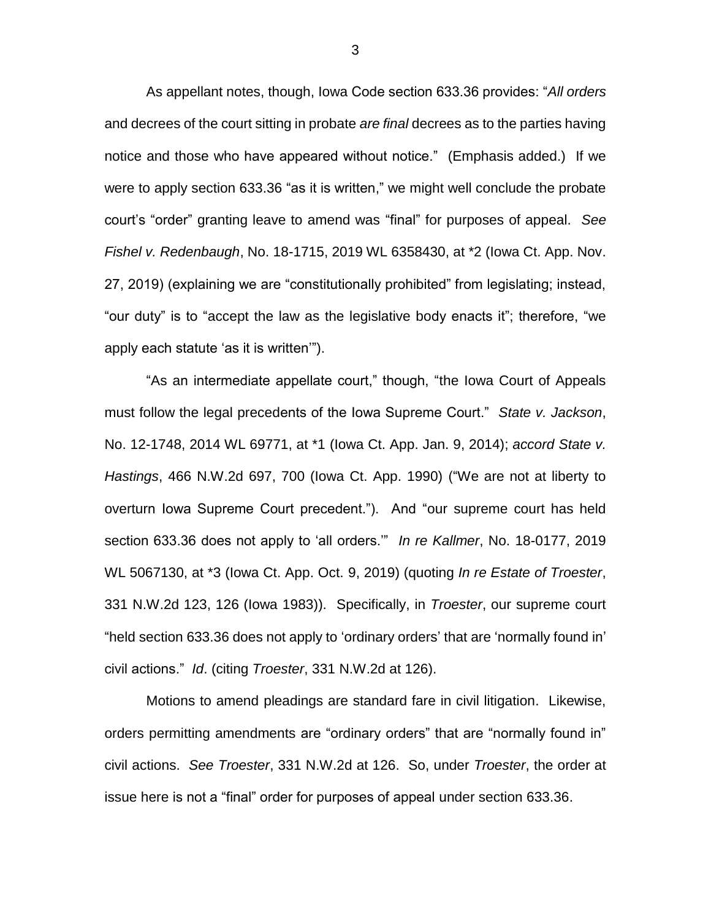As appellant notes, though, Iowa Code section 633.36 provides: "*All orders* and decrees of the court sitting in probate *are final* decrees as to the parties having notice and those who have appeared without notice." (Emphasis added.) If we were to apply section 633.36 "as it is written," we might well conclude the probate court's "order" granting leave to amend was "final" for purposes of appeal. *See Fishel v. Redenbaugh*, No. 18-1715, 2019 WL 6358430, at *2 (Iowa Ct. App. Nov. 27, 2019) (explaining we are "constitutionally prohibited" from legislating; instead, "our duty" is to "accept the law as the legislative body enacts it"; therefore, "we apply each statute 'as it is written'").

"As an intermediate appellate court," though, "the Iowa Court of Appeals must follow the legal precedents of the Iowa Supreme Court." *State v. Jackson*, No. 12-1748, 2014 WL 69771, at *1 (Iowa Ct. App. Jan. 9, 2014); *accord State v. Hastings*, 466 N.W.2d 697, 700 (Iowa Ct. App. 1990) ("We are not at liberty to overturn Iowa Supreme Court precedent."). And "our supreme court has held section 633.36 does not apply to 'all orders.'" *In re Kallmer*, No. 18-0177, 2019 WL 5067130, at *3 (Iowa Ct. App. Oct. 9, 2019) (quoting *In re Estate of Troester*, 331 N.W.2d 123, 126 (Iowa 1983)). Specifically, in *Troester*, our supreme court "held section 633.36 does not apply to 'ordinary orders' that are 'normally found in' civil actions." *Id*. (citing *Troester*, 331 N.W.2d at 126).

Motions to amend pleadings are standard fare in civil litigation. Likewise, orders permitting amendments are "ordinary orders" that are "normally found in" civil actions. *See Troester*, 331 N.W.2d at 126. So, under *Troester*, the order at issue here is not a "final" order for purposes of appeal under section 633.36.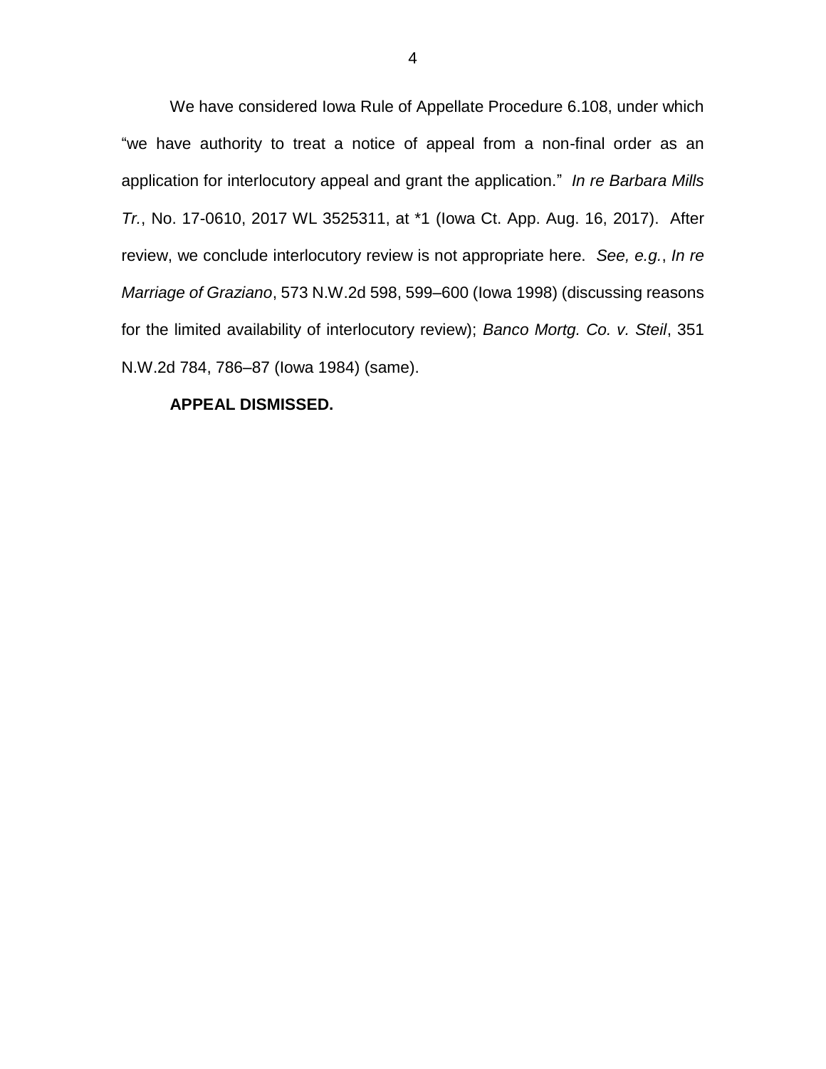We have considered Iowa Rule of Appellate Procedure 6.108, under which "we have authority to treat a notice of appeal from a non-final order as an application for interlocutory appeal and grant the application." *In re Barbara Mills Tr.*, No. 17-0610, 2017 WL 3525311, at *1 (Iowa Ct. App. Aug. 16, 2017). After review, we conclude interlocutory review is not appropriate here. *See, e.g.*, *In re Marriage of Graziano*, 573 N.W.2d 598, 599–600 (Iowa 1998) (discussing reasons for the limited availability of interlocutory review); *Banco Mortg. Co. v. Steil*, 351 N.W.2d 784, 786–87 (Iowa 1984) (same).

**APPEAL DISMISSED.**